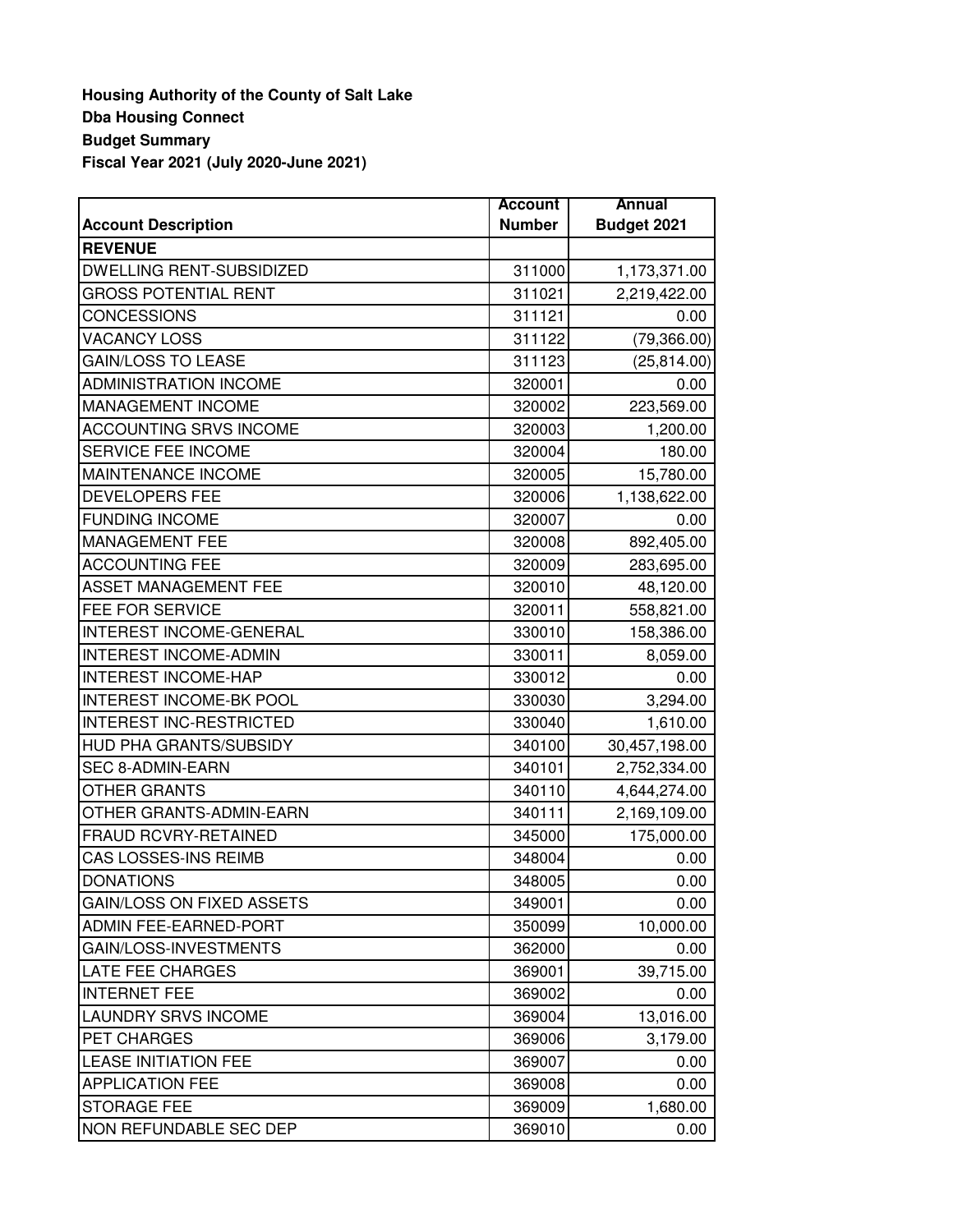**Housing Authority of the County of Salt Lake**
**Dba Housing Connect**
**Budget Summary**
**Fiscal Year 2021 (July 2020-June 2021)**

| Account Description | Account Number | Annual Budget 2021 |
|---|---|---|
| **REVENUE** | | |
| DWELLING RENT-SUBSIDIZED | 311000 | 1,173,371.00 |
| GROSS POTENTIAL RENT | 311021 | 2,219,422.00 |
| CONCESSIONS | 311121 | 0.00 |
| VACANCY LOSS | 311122 | (79,366.00) |
| GAIN/LOSS TO LEASE | 311123 | (25,814.00) |
| ADMINISTRATION INCOME | 320001 | 0.00 |
| MANAGEMENT INCOME | 320002 | 223,569.00 |
| ACCOUNTING SRVS INCOME | 320003 | 1,200.00 |
| SERVICE FEE INCOME | 320004 | 180.00 |
| MAINTENANCE INCOME | 320005 | 15,780.00 |
| DEVELOPERS FEE | 320006 | 1,138,622.00 |
| FUNDING INCOME | 320007 | 0.00 |
| MANAGEMENT FEE | 320008 | 892,405.00 |
| ACCOUNTING FEE | 320009 | 283,695.00 |
| ASSET MANAGEMENT FEE | 320010 | 48,120.00 |
| FEE FOR SERVICE | 320011 | 558,821.00 |
| INTEREST INCOME-GENERAL | 330010 | 158,386.00 |
| INTEREST INCOME-ADMIN | 330011 | 8,059.00 |
| INTEREST INCOME-HAP | 330012 | 0.00 |
| INTEREST INCOME-BK POOL | 330030 | 3,294.00 |
| INTEREST INC-RESTRICTED | 330040 | 1,610.00 |
| HUD PHA GRANTS/SUBSIDY | 340100 | 30,457,198.00 |
| SEC 8-ADMIN-EARN | 340101 | 2,752,334.00 |
| OTHER GRANTS | 340110 | 4,644,274.00 |
| OTHER GRANTS-ADMIN-EARN | 340111 | 2,169,109.00 |
| FRAUD RCVRY-RETAINED | 345000 | 175,000.00 |
| CAS LOSSES-INS REIMB | 348004 | 0.00 |
| DONATIONS | 348005 | 0.00 |
| GAIN/LOSS ON FIXED ASSETS | 349001 | 0.00 |
| ADMIN FEE-EARNED-PORT | 350099 | 10,000.00 |
| GAIN/LOSS-INVESTMENTS | 362000 | 0.00 |
| LATE FEE CHARGES | 369001 | 39,715.00 |
| INTERNET FEE | 369002 | 0.00 |
| LAUNDRY SRVS INCOME | 369004 | 13,016.00 |
| PET CHARGES | 369006 | 3,179.00 |
| LEASE INITIATION FEE | 369007 | 0.00 |
| APPLICATION FEE | 369008 | 0.00 |
| STORAGE FEE | 369009 | 1,680.00 |
| NON REFUNDABLE SEC DEP | 369010 | 0.00 |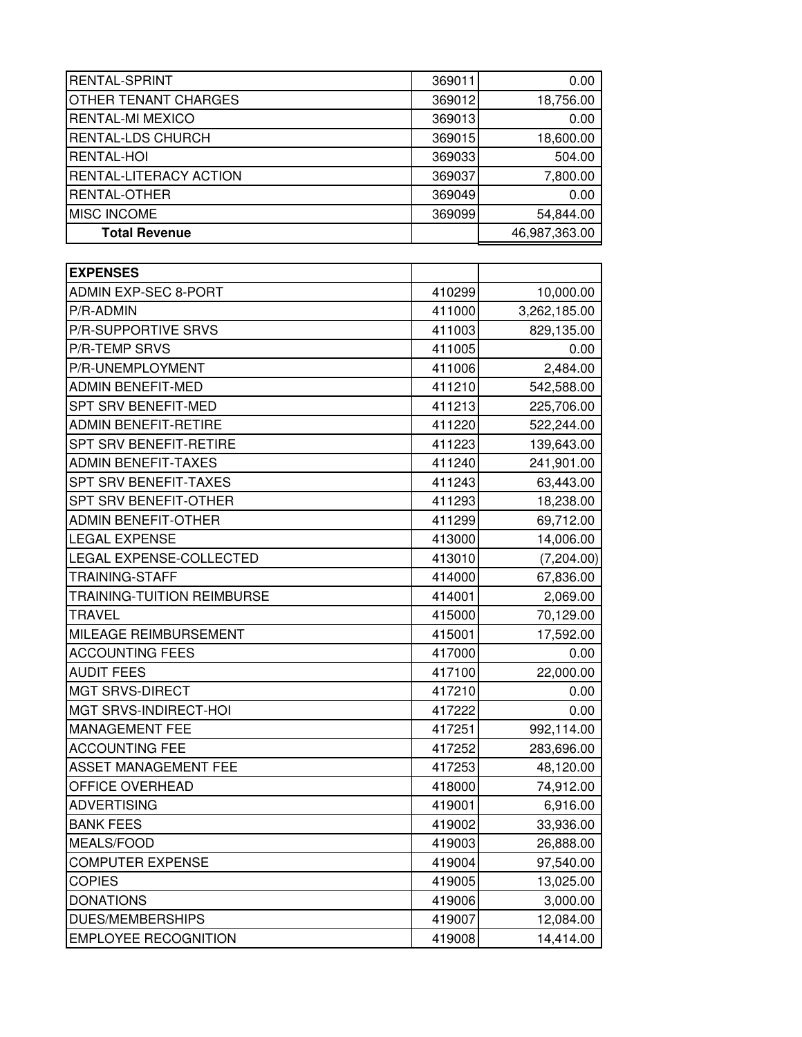| | | |
|---|---|---|
| RENTAL-SPRINT | 369011 | 0.00 |
| OTHER TENANT CHARGES | 369012 | 18,756.00 |
| RENTAL-MI MEXICO | 369013 | 0.00 |
| RENTAL-LDS CHURCH | 369015 | 18,600.00 |
| RENTAL-HOI | 369033 | 504.00 |
| RENTAL-LITERACY ACTION | 369037 | 7,800.00 |
| RENTAL-OTHER | 369049 | 0.00 |
| MISC INCOME | 369099 | 54,844.00 |
| **Total Revenue** | | 46,987,363.00 |

| **EXPENSES** | | |
|---|---|---|
| ADMIN EXP-SEC 8-PORT | 410299 | 10,000.00 |
| P/R-ADMIN | 411000 | 3,262,185.00 |
| P/R-SUPPORTIVE SRVS | 411003 | 829,135.00 |
| P/R-TEMP SRVS | 411005 | 0.00 |
| P/R-UNEMPLOYMENT | 411006 | 2,484.00 |
| ADMIN BENEFIT-MED | 411210 | 542,588.00 |
| SPT SRV BENEFIT-MED | 411213 | 225,706.00 |
| ADMIN BENEFIT-RETIRE | 411220 | 522,244.00 |
| SPT SRV BENEFIT-RETIRE | 411223 | 139,643.00 |
| ADMIN BENEFIT-TAXES | 411240 | 241,901.00 |
| SPT SRV BENEFIT-TAXES | 411243 | 63,443.00 |
| SPT SRV BENEFIT-OTHER | 411293 | 18,238.00 |
| ADMIN BENEFIT-OTHER | 411299 | 69,712.00 |
| LEGAL EXPENSE | 413000 | 14,006.00 |
| LEGAL EXPENSE-COLLECTED | 413010 | (7,204.00) |
| TRAINING-STAFF | 414000 | 67,836.00 |
| TRAINING-TUITION REIMBURSE | 414001 | 2,069.00 |
| TRAVEL | 415000 | 70,129.00 |
| MILEAGE REIMBURSEMENT | 415001 | 17,592.00 |
| ACCOUNTING FEES | 417000 | 0.00 |
| AUDIT FEES | 417100 | 22,000.00 |
| MGT SRVS-DIRECT | 417210 | 0.00 |
| MGT SRVS-INDIRECT-HOI | 417222 | 0.00 |
| MANAGEMENT FEE | 417251 | 992,114.00 |
| ACCOUNTING FEE | 417252 | 283,696.00 |
| ASSET MANAGEMENT FEE | 417253 | 48,120.00 |
| OFFICE OVERHEAD | 418000 | 74,912.00 |
| ADVERTISING | 419001 | 6,916.00 |
| BANK FEES | 419002 | 33,936.00 |
| MEALS/FOOD | 419003 | 26,888.00 |
| COMPUTER EXPENSE | 419004 | 97,540.00 |
| COPIES | 419005 | 13,025.00 |
| DONATIONS | 419006 | 3,000.00 |
| DUES/MEMBERSHIPS | 419007 | 12,084.00 |
| EMPLOYEE RECOGNITION | 419008 | 14,414.00 |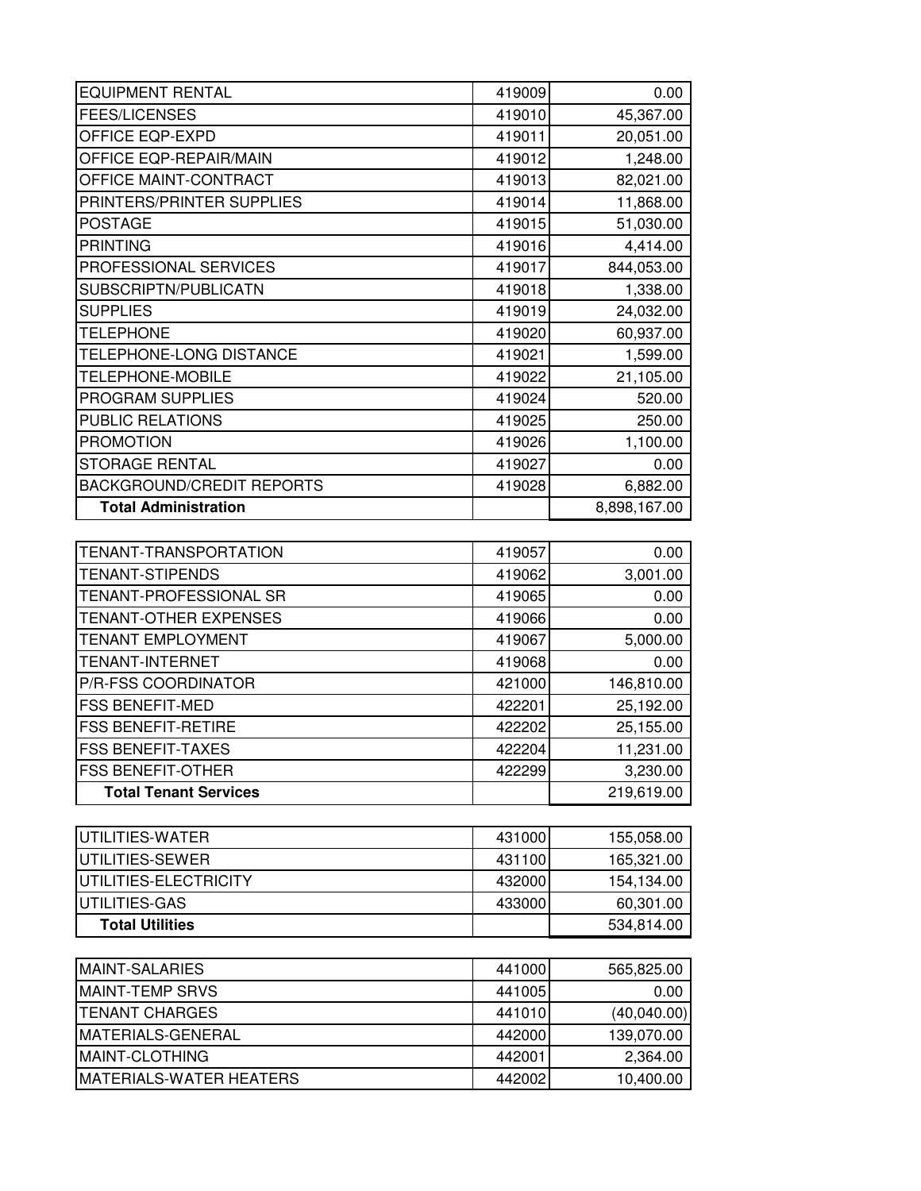| | | |
|---|---|---|
| EQUIPMENT RENTAL | 419009 | 0.00 |
| FEES/LICENSES | 419010 | 45,367.00 |
| OFFICE EQP-EXPD | 419011 | 20,051.00 |
| OFFICE EQP-REPAIR/MAIN | 419012 | 1,248.00 |
| OFFICE MAINT-CONTRACT | 419013 | 82,021.00 |
| PRINTERS/PRINTER SUPPLIES | 419014 | 11,868.00 |
| POSTAGE | 419015 | 51,030.00 |
| PRINTING | 419016 | 4,414.00 |
| PROFESSIONAL SERVICES | 419017 | 844,053.00 |
| SUBSCRIPTN/PUBLICATN | 419018 | 1,338.00 |
| SUPPLIES | 419019 | 24,032.00 |
| TELEPHONE | 419020 | 60,937.00 |
| TELEPHONE-LONG DISTANCE | 419021 | 1,599.00 |
| TELEPHONE-MOBILE | 419022 | 21,105.00 |
| PROGRAM SUPPLIES | 419024 | 520.00 |
| PUBLIC RELATIONS | 419025 | 250.00 |
| PROMOTION | 419026 | 1,100.00 |
| STORAGE RENTAL | 419027 | 0.00 |
| BACKGROUND/CREDIT REPORTS | 419028 | 6,882.00 |
| **Total Administration** | | 8,898,167.00 |

| | | |
|---|---|---|
| TENANT-TRANSPORTATION | 419057 | 0.00 |
| TENANT-STIPENDS | 419062 | 3,001.00 |
| TENANT-PROFESSIONAL SR | 419065 | 0.00 |
| TENANT-OTHER EXPENSES | 419066 | 0.00 |
| TENANT EMPLOYMENT | 419067 | 5,000.00 |
| TENANT-INTERNET | 419068 | 0.00 |
| P/R-FSS COORDINATOR | 421000 | 146,810.00 |
| FSS BENEFIT-MED | 422201 | 25,192.00 |
| FSS BENEFIT-RETIRE | 422202 | 25,155.00 |
| FSS BENEFIT-TAXES | 422204 | 11,231.00 |
| FSS BENEFIT-OTHER | 422299 | 3,230.00 |
| **Total Tenant Services** | | 219,619.00 |

| | | |
|---|---|---|
| UTILITIES-WATER | 431000 | 155,058.00 |
| UTILITIES-SEWER | 431100 | 165,321.00 |
| UTILITIES-ELECTRICITY | 432000 | 154,134.00 |
| UTILITIES-GAS | 433000 | 60,301.00 |
| **Total Utilities** | | 534,814.00 |

| | | |
|---|---|---|
| MAINT-SALARIES | 441000 | 565,825.00 |
| MAINT-TEMP SRVS | 441005 | 0.00 |
| TENANT CHARGES | 441010 | (40,040.00) |
| MATERIALS-GENERAL | 442000 | 139,070.00 |
| MAINT-CLOTHING | 442001 | 2,364.00 |
| MATERIALS-WATER HEATERS | 442002 | 10,400.00 |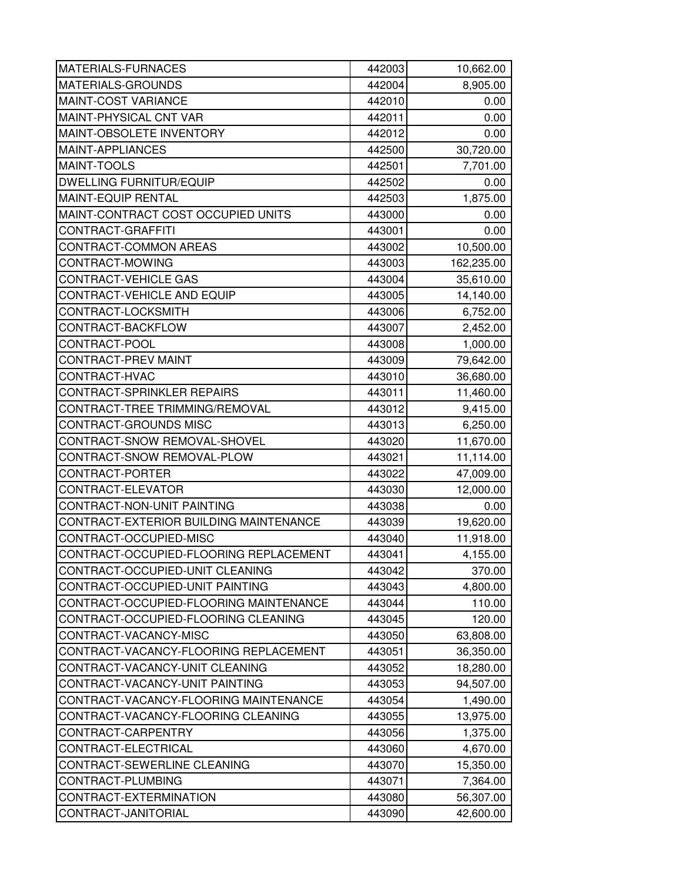| | | |
|---|---|---|
| MATERIALS-FURNACES | 442003 | 10,662.00 |
| MATERIALS-GROUNDS | 442004 | 8,905.00 |
| MAINT-COST VARIANCE | 442010 | 0.00 |
| MAINT-PHYSICAL CNT VAR | 442011 | 0.00 |
| MAINT-OBSOLETE INVENTORY | 442012 | 0.00 |
| MAINT-APPLIANCES | 442500 | 30,720.00 |
| MAINT-TOOLS | 442501 | 7,701.00 |
| DWELLING FURNITUR/EQUIP | 442502 | 0.00 |
| MAINT-EQUIP RENTAL | 442503 | 1,875.00 |
| MAINT-CONTRACT COST OCCUPIED UNITS | 443000 | 0.00 |
| CONTRACT-GRAFFITI | 443001 | 0.00 |
| CONTRACT-COMMON AREAS | 443002 | 10,500.00 |
| CONTRACT-MOWING | 443003 | 162,235.00 |
| CONTRACT-VEHICLE GAS | 443004 | 35,610.00 |
| CONTRACT-VEHICLE AND EQUIP | 443005 | 14,140.00 |
| CONTRACT-LOCKSMITH | 443006 | 6,752.00 |
| CONTRACT-BACKFLOW | 443007 | 2,452.00 |
| CONTRACT-POOL | 443008 | 1,000.00 |
| CONTRACT-PREV MAINT | 443009 | 79,642.00 |
| CONTRACT-HVAC | 443010 | 36,680.00 |
| CONTRACT-SPRINKLER REPAIRS | 443011 | 11,460.00 |
| CONTRACT-TREE TRIMMING/REMOVAL | 443012 | 9,415.00 |
| CONTRACT-GROUNDS MISC | 443013 | 6,250.00 |
| CONTRACT-SNOW REMOVAL-SHOVEL | 443020 | 11,670.00 |
| CONTRACT-SNOW REMOVAL-PLOW | 443021 | 11,114.00 |
| CONTRACT-PORTER | 443022 | 47,009.00 |
| CONTRACT-ELEVATOR | 443030 | 12,000.00 |
| CONTRACT-NON-UNIT PAINTING | 443038 | 0.00 |
| CONTRACT-EXTERIOR BUILDING MAINTENANCE | 443039 | 19,620.00 |
| CONTRACT-OCCUPIED-MISC | 443040 | 11,918.00 |
| CONTRACT-OCCUPIED-FLOORING REPLACEMENT | 443041 | 4,155.00 |
| CONTRACT-OCCUPIED-UNIT CLEANING | 443042 | 370.00 |
| CONTRACT-OCCUPIED-UNIT PAINTING | 443043 | 4,800.00 |
| CONTRACT-OCCUPIED-FLOORING MAINTENANCE | 443044 | 110.00 |
| CONTRACT-OCCUPIED-FLOORING CLEANING | 443045 | 120.00 |
| CONTRACT-VACANCY-MISC | 443050 | 63,808.00 |
| CONTRACT-VACANCY-FLOORING REPLACEMENT | 443051 | 36,350.00 |
| CONTRACT-VACANCY-UNIT CLEANING | 443052 | 18,280.00 |
| CONTRACT-VACANCY-UNIT PAINTING | 443053 | 94,507.00 |
| CONTRACT-VACANCY-FLOORING MAINTENANCE | 443054 | 1,490.00 |
| CONTRACT-VACANCY-FLOORING CLEANING | 443055 | 13,975.00 |
| CONTRACT-CARPENTRY | 443056 | 1,375.00 |
| CONTRACT-ELECTRICAL | 443060 | 4,670.00 |
| CONTRACT-SEWERLINE CLEANING | 443070 | 15,350.00 |
| CONTRACT-PLUMBING | 443071 | 7,364.00 |
| CONTRACT-EXTERMINATION | 443080 | 56,307.00 |
| CONTRACT-JANITORIAL | 443090 | 42,600.00 |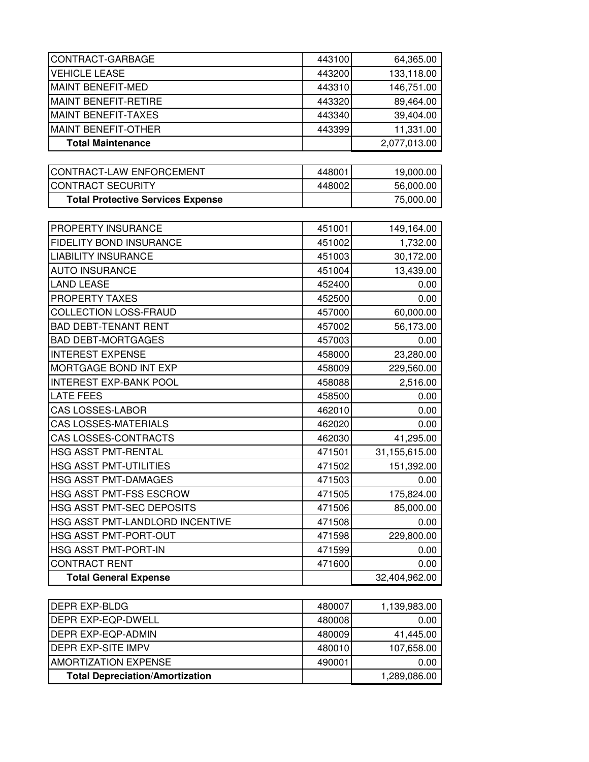| | | |
|---|---|---|
| CONTRACT-GARBAGE | 443100 | 64,365.00 |
| VEHICLE LEASE | 443200 | 133,118.00 |
| MAINT BENEFIT-MED | 443310 | 146,751.00 |
| MAINT BENEFIT-RETIRE | 443320 | 89,464.00 |
| MAINT BENEFIT-TAXES | 443340 | 39,404.00 |
| MAINT BENEFIT-OTHER | 443399 | 11,331.00 |
| **Total Maintenance** | | 2,077,013.00 |

| | | |
|---|---|---|
| CONTRACT-LAW ENFORCEMENT | 448001 | 19,000.00 |
| CONTRACT SECURITY | 448002 | 56,000.00 |
| **Total Protective Services Expense** | | 75,000.00 |

| | | |
|---|---|---|
| PROPERTY INSURANCE | 451001 | 149,164.00 |
| FIDELITY BOND INSURANCE | 451002 | 1,732.00 |
| LIABILITY INSURANCE | 451003 | 30,172.00 |
| AUTO INSURANCE | 451004 | 13,439.00 |
| LAND LEASE | 452400 | 0.00 |
| PROPERTY TAXES | 452500 | 0.00 |
| COLLECTION LOSS-FRAUD | 457000 | 60,000.00 |
| BAD DEBT-TENANT RENT | 457002 | 56,173.00 |
| BAD DEBT-MORTGAGES | 457003 | 0.00 |
| INTEREST EXPENSE | 458000 | 23,280.00 |
| MORTGAGE BOND INT EXP | 458009 | 229,560.00 |
| INTEREST EXP-BANK POOL | 458088 | 2,516.00 |
| LATE FEES | 458500 | 0.00 |
| CAS LOSSES-LABOR | 462010 | 0.00 |
| CAS LOSSES-MATERIALS | 462020 | 0.00 |
| CAS LOSSES-CONTRACTS | 462030 | 41,295.00 |
| HSG ASST PMT-RENTAL | 471501 | 31,155,615.00 |
| HSG ASST PMT-UTILITIES | 471502 | 151,392.00 |
| HSG ASST PMT-DAMAGES | 471503 | 0.00 |
| HSG ASST PMT-FSS ESCROW | 471505 | 175,824.00 |
| HSG ASST PMT-SEC DEPOSITS | 471506 | 85,000.00 |
| HSG ASST PMT-LANDLORD INCENTIVE | 471508 | 0.00 |
| HSG ASST PMT-PORT-OUT | 471598 | 229,800.00 |
| HSG ASST PMT-PORT-IN | 471599 | 0.00 |
| CONTRACT RENT | 471600 | 0.00 |
| **Total General Expense** | | 32,404,962.00 |

| | | |
|---|---|---|
| DEPR EXP-BLDG | 480007 | 1,139,983.00 |
| DEPR EXP-EQP-DWELL | 480008 | 0.00 |
| DEPR EXP-EQP-ADMIN | 480009 | 41,445.00 |
| DEPR EXP-SITE IMPV | 480010 | 107,658.00 |
| AMORTIZATION EXPENSE | 490001 | 0.00 |
| **Total Depreciation/Amortization** | | 1,289,086.00 |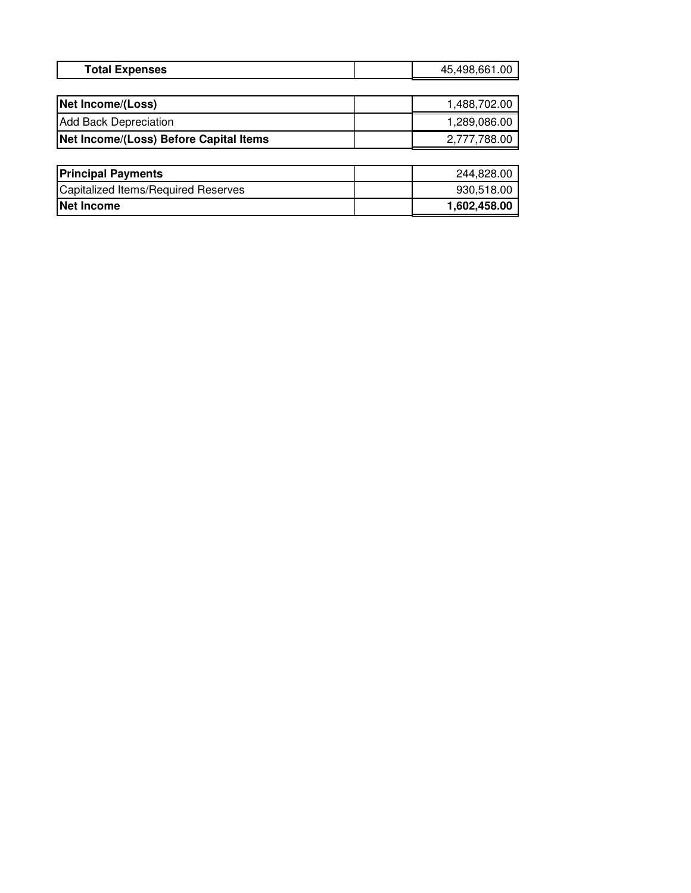| | | |
|---|---|---|
| **Total Expenses** | | 45,498,661.00 |

| | | |
|---|---|---|
| **Net Income/(Loss)** | | 1,488,702.00 |
| Add Back Depreciation | | 1,289,086.00 |
| **Net Income/(Loss) Before Capital Items** | | 2,777,788.00 |

| | | |
|---|---|---|
| **Principal Payments** | | 244,828.00 |
| Capitalized Items/Required Reserves | | 930,518.00 |
| **Net Income** | | **1,602,458.00** |